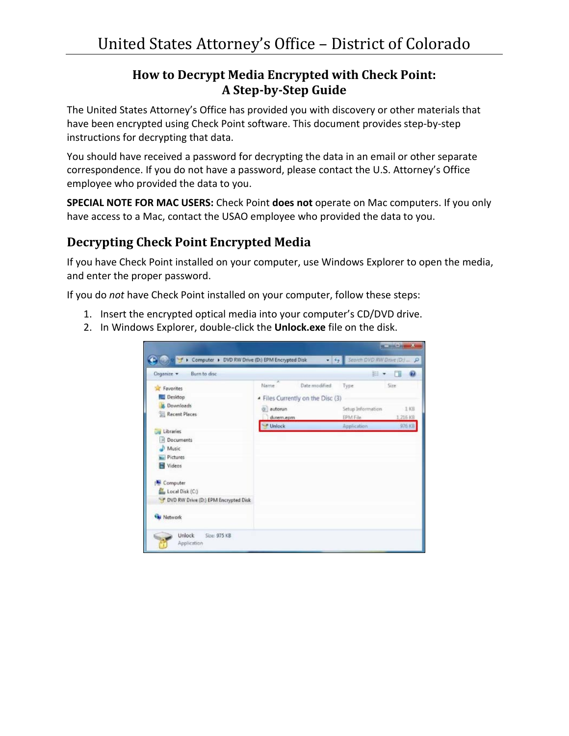# How to Decrypt Media Encrypted with Check Point: A Step-by-Step Guide

The United States Attorney's Office has provided you with discovery or other materials that have been encrypted using Check Point software. This document provides step-by-step instructions for decrypting that data.

You should have received a password for decrypting the data in an email or other separate correspondence. If you do not have a password, please contact the U.S. Attorney's Office employee who provided the data to you.

**SPECIAL NOTE FOR MAC USERS:** Check Point **does not** operate on Mac computers. If you only have access to a Mac, contact the USAO employee who provided the data to you.

## Decrypting Check Point Encrypted Media

If you have Check Point installed on your computer, use Windows Explorer to open the media, and enter the proper password.

If you do *not* have Check Point installed on your computer, follow these steps:

1. Insert the encrypted optical media into your computer's CD/DVD drive.
2. In Windows Explorer, double-click the **Unlock.exe** file on the disk.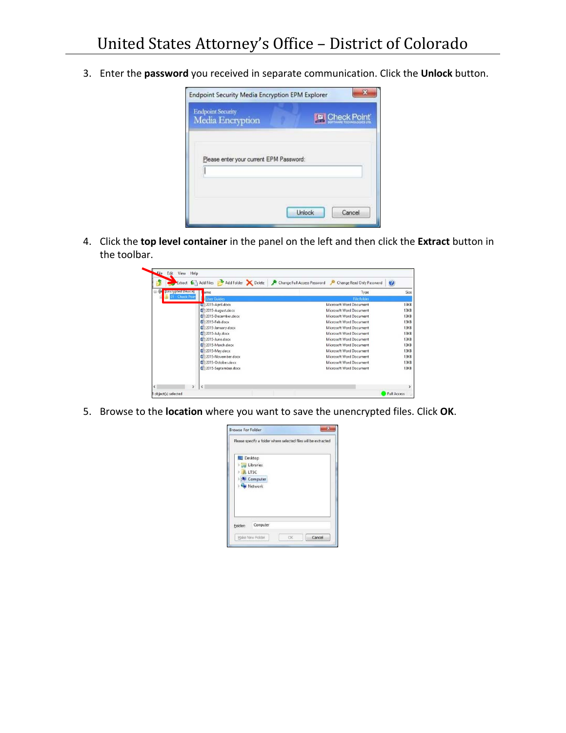3. Enter the **password** you received in separate communication. Click the **Unlock** button.

4. Click the **top level container** in the panel on the left and then click the **Extract** button in the toolbar.

5. Browse to the **location** where you want to save the unencrypted files. Click **OK**.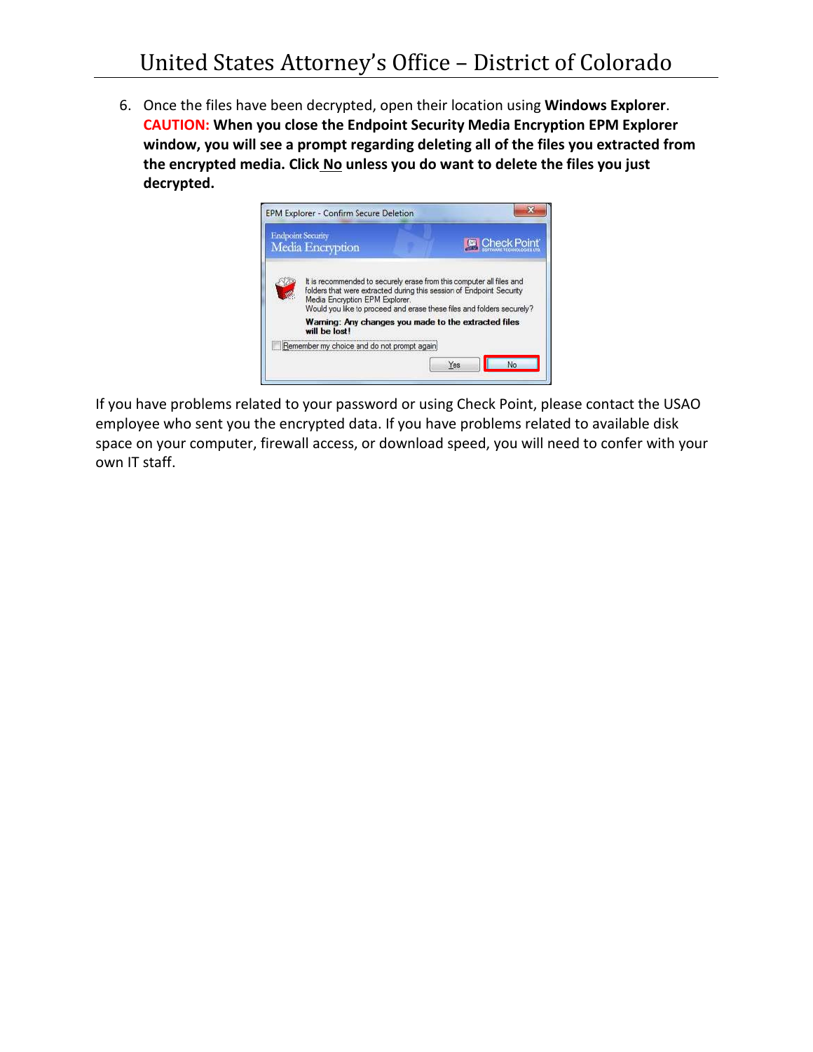6. Once the files have been decrypted, open their location using **Windows Explorer**. **CAUTION: When you close the Endpoint Security Media Encryption EPM Explorer window, you will see a prompt regarding deleting all of the files you extracted from the encrypted media. Click No unless you do want to delete the files you just decrypted.**

If you have problems related to your password or using Check Point, please contact the USAO employee who sent you the encrypted data. If you have problems related to available disk space on your computer, firewall access, or download speed, you will need to confer with your own IT staff.